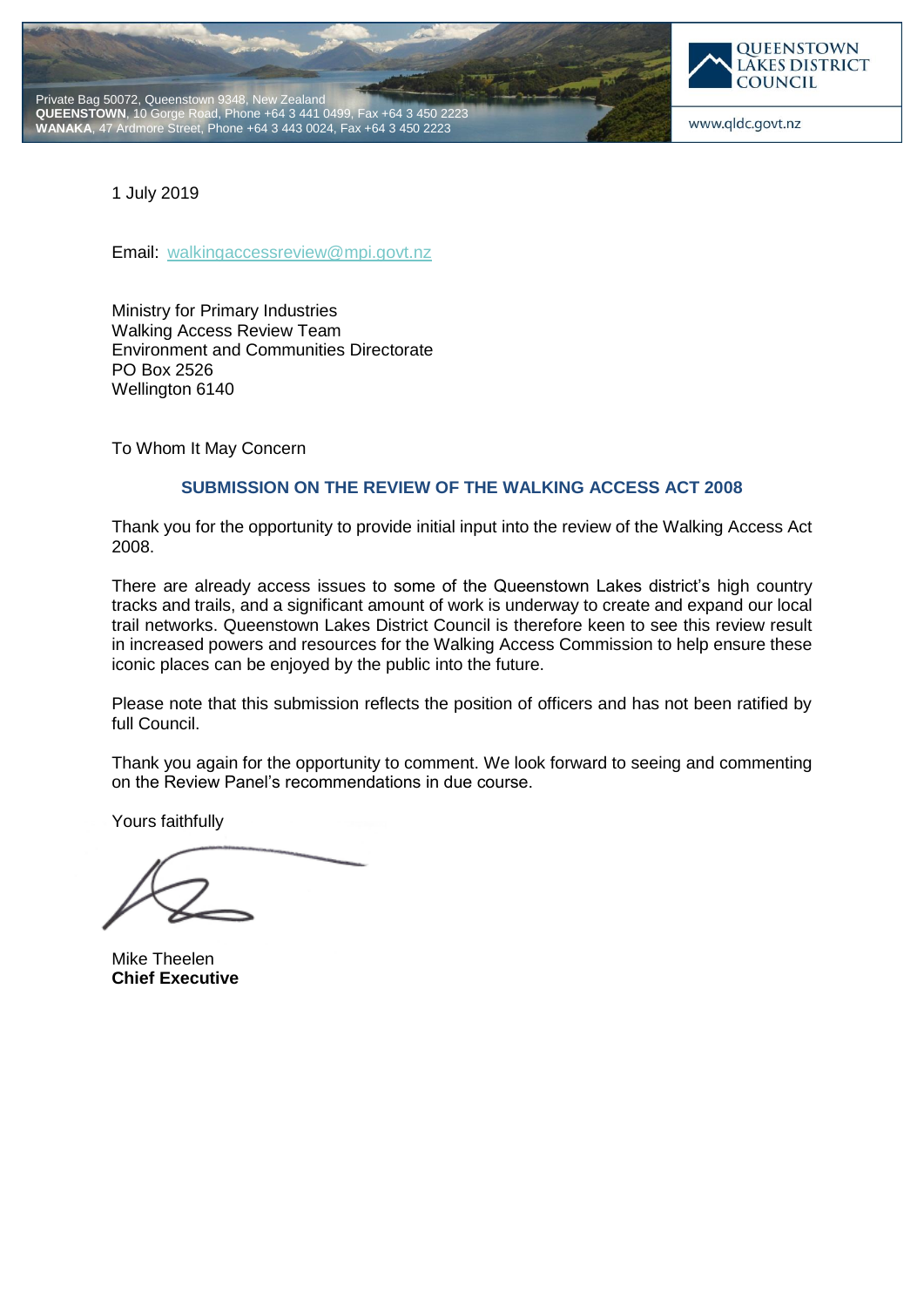Private Bag 50072, Queenstown 9348, New Zealand
**QUEENSTOWN**, 10 Gorge Road, Phone +64 3 441 0499, Fax +64 3 450 2223
**WANAKA**, 47 Ardmore Street, Phone +64 3 443 0024, Fax +64 3 450 2223

QUEENSTOWN LAKES DISTRICT COUNCIL

www.qldc.govt.nz

1 July 2019

Email: walkingaccessreview@mpi.govt.nz

Ministry for Primary Industries
Walking Access Review Team
Environment and Communities Directorate
PO Box 2526
Wellington 6140

To Whom It May Concern

## SUBMISSION ON THE REVIEW OF THE WALKING ACCESS ACT 2008

Thank you for the opportunity to provide initial input into the review of the Walking Access Act 2008.

There are already access issues to some of the Queenstown Lakes district's high country tracks and trails, and a significant amount of work is underway to create and expand our local trail networks. Queenstown Lakes District Council is therefore keen to see this review result in increased powers and resources for the Walking Access Commission to help ensure these iconic places can be enjoyed by the public into the future.

Please note that this submission reflects the position of officers and has not been ratified by full Council.

Thank you again for the opportunity to comment. We look forward to seeing and commenting on the Review Panel's recommendations in due course.

Yours faithfully

Mike Theelen
**Chief Executive**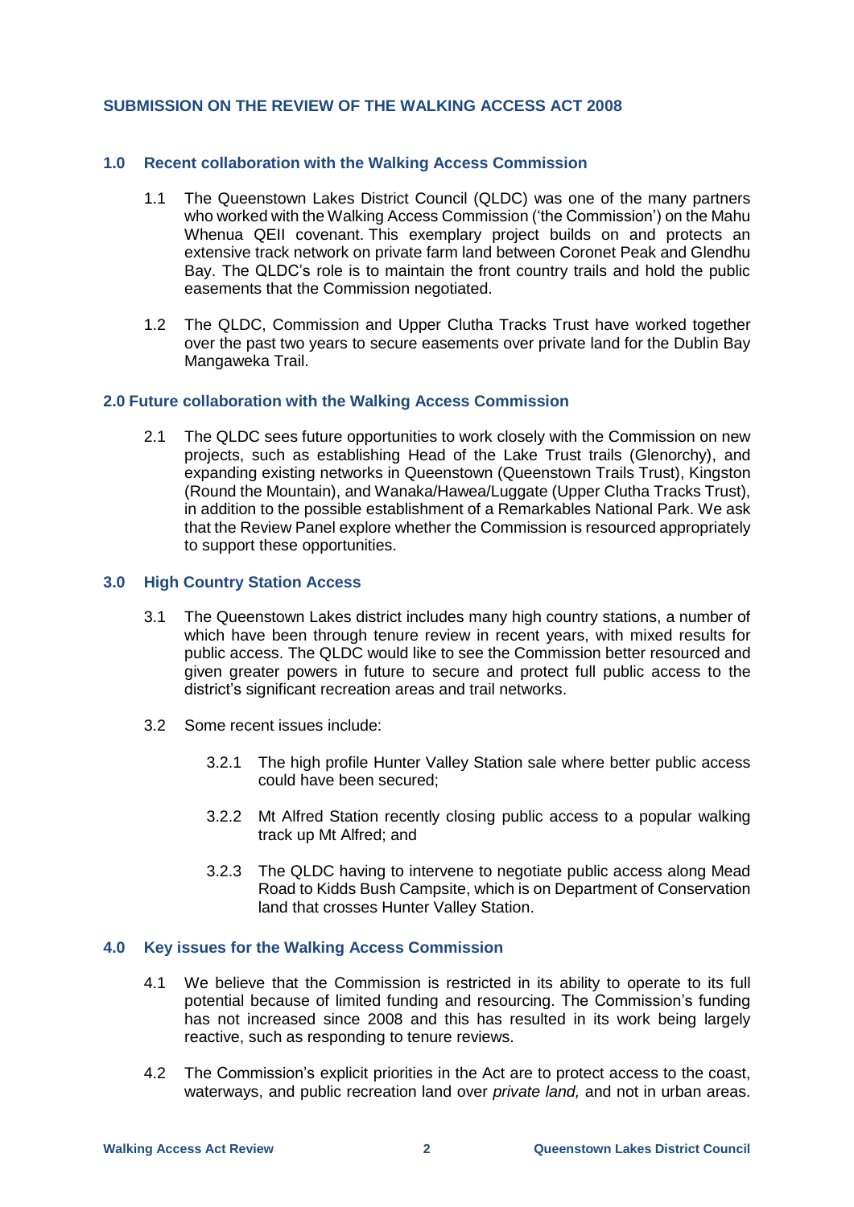## SUBMISSION ON THE REVIEW OF THE WALKING ACCESS ACT 2008

### 1.0 Recent collaboration with the Walking Access Commission

1.1 The Queenstown Lakes District Council (QLDC) was one of the many partners who worked with the Walking Access Commission ('the Commission') on the Mahu Whenua QEII covenant. This exemplary project builds on and protects an extensive track network on private farm land between Coronet Peak and Glendhu Bay. The QLDC's role is to maintain the front country trails and hold the public easements that the Commission negotiated.

1.2 The QLDC, Commission and Upper Clutha Tracks Trust have worked together over the past two years to secure easements over private land for the Dublin Bay Mangaweka Trail.

### 2.0 Future collaboration with the Walking Access Commission

2.1 The QLDC sees future opportunities to work closely with the Commission on new projects, such as establishing Head of the Lake Trust trails (Glenorchy), and expanding existing networks in Queenstown (Queenstown Trails Trust), Kingston (Round the Mountain), and Wanaka/Hawea/Luggate (Upper Clutha Tracks Trust), in addition to the possible establishment of a Remarkables National Park. We ask that the Review Panel explore whether the Commission is resourced appropriately to support these opportunities.

### 3.0 High Country Station Access

3.1 The Queenstown Lakes district includes many high country stations, a number of which have been through tenure review in recent years, with mixed results for public access. The QLDC would like to see the Commission better resourced and given greater powers in future to secure and protect full public access to the district's significant recreation areas and trail networks.

3.2 Some recent issues include:

3.2.1 The high profile Hunter Valley Station sale where better public access could have been secured;

3.2.2 Mt Alfred Station recently closing public access to a popular walking track up Mt Alfred; and

3.2.3 The QLDC having to intervene to negotiate public access along Mead Road to Kidds Bush Campsite, which is on Department of Conservation land that crosses Hunter Valley Station.

### 4.0 Key issues for the Walking Access Commission

4.1 We believe that the Commission is restricted in its ability to operate to its full potential because of limited funding and resourcing. The Commission's funding has not increased since 2008 and this has resulted in its work being largely reactive, such as responding to tenure reviews.

4.2 The Commission's explicit priorities in the Act are to protect access to the coast, waterways, and public recreation land over *private land,* and not in urban areas.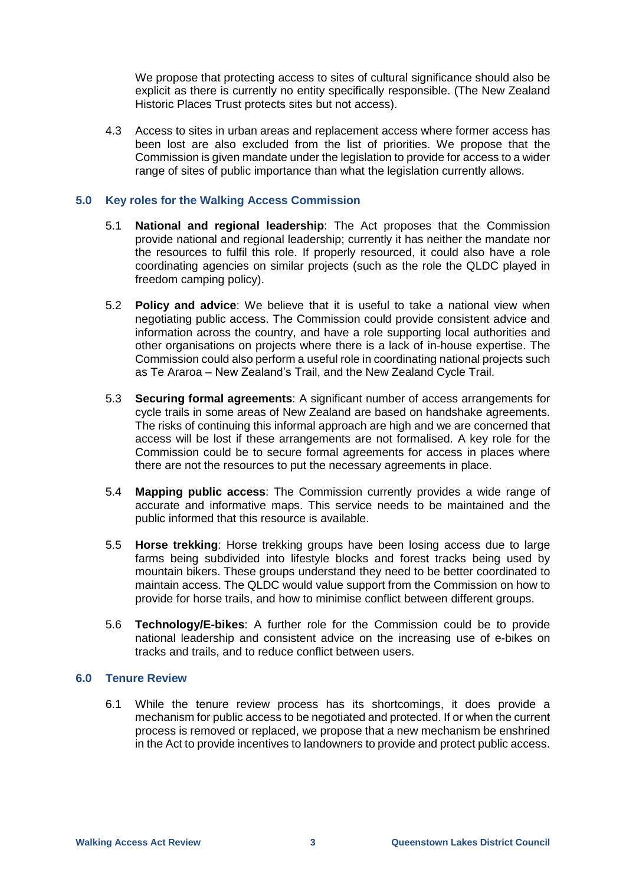We propose that protecting access to sites of cultural significance should also be explicit as there is currently no entity specifically responsible. (The New Zealand Historic Places Trust protects sites but not access).

4.3 Access to sites in urban areas and replacement access where former access has been lost are also excluded from the list of priorities. We propose that the Commission is given mandate under the legislation to provide for access to a wider range of sites of public importance than what the legislation currently allows.

## 5.0 Key roles for the Walking Access Commission

5.1 **National and regional leadership**: The Act proposes that the Commission provide national and regional leadership; currently it has neither the mandate nor the resources to fulfil this role. If properly resourced, it could also have a role coordinating agencies on similar projects (such as the role the QLDC played in freedom camping policy).

5.2 **Policy and advice**: We believe that it is useful to take a national view when negotiating public access. The Commission could provide consistent advice and information across the country, and have a role supporting local authorities and other organisations on projects where there is a lack of in-house expertise. The Commission could also perform a useful role in coordinating national projects such as Te Araroa – New Zealand's Trail, and the New Zealand Cycle Trail.

5.3 **Securing formal agreements**: A significant number of access arrangements for cycle trails in some areas of New Zealand are based on handshake agreements. The risks of continuing this informal approach are high and we are concerned that access will be lost if these arrangements are not formalised. A key role for the Commission could be to secure formal agreements for access in places where there are not the resources to put the necessary agreements in place.

5.4 **Mapping public access**: The Commission currently provides a wide range of accurate and informative maps. This service needs to be maintained and the public informed that this resource is available.

5.5 **Horse trekking**: Horse trekking groups have been losing access due to large farms being subdivided into lifestyle blocks and forest tracks being used by mountain bikers. These groups understand they need to be better coordinated to maintain access. The QLDC would value support from the Commission on how to provide for horse trails, and how to minimise conflict between different groups.

5.6 **Technology/E-bikes**: A further role for the Commission could be to provide national leadership and consistent advice on the increasing use of e-bikes on tracks and trails, and to reduce conflict between users.

## 6.0 Tenure Review

6.1 While the tenure review process has its shortcomings, it does provide a mechanism for public access to be negotiated and protected. If or when the current process is removed or replaced, we propose that a new mechanism be enshrined in the Act to provide incentives to landowners to provide and protect public access.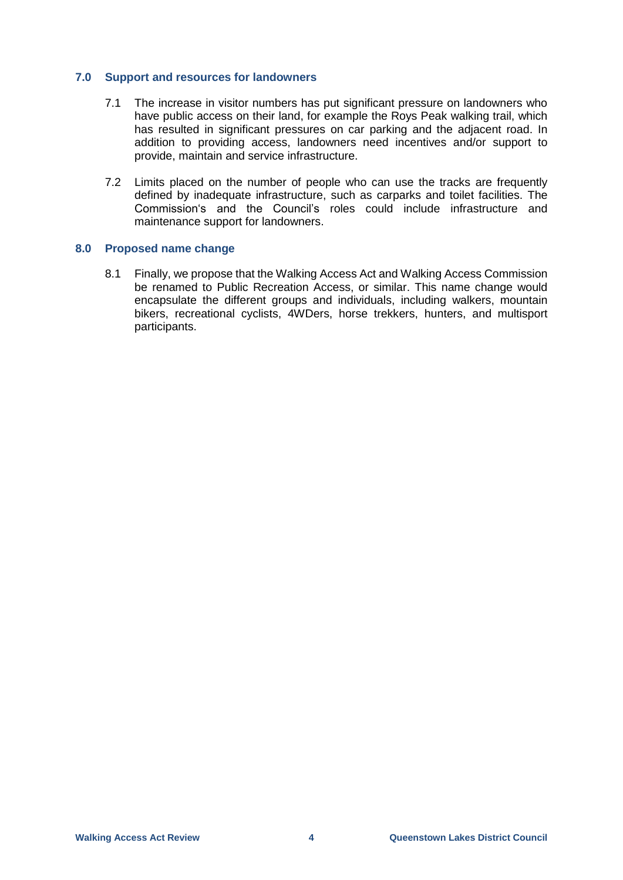## 7.0 Support and resources for landowners

7.1 The increase in visitor numbers has put significant pressure on landowners who have public access on their land, for example the Roys Peak walking trail, which has resulted in significant pressures on car parking and the adjacent road. In addition to providing access, landowners need incentives and/or support to provide, maintain and service infrastructure.

7.2 Limits placed on the number of people who can use the tracks are frequently defined by inadequate infrastructure, such as carparks and toilet facilities. The Commission's and the Council's roles could include infrastructure and maintenance support for landowners.

## 8.0 Proposed name change

8.1 Finally, we propose that the Walking Access Act and Walking Access Commission be renamed to Public Recreation Access, or similar. This name change would encapsulate the different groups and individuals, including walkers, mountain bikers, recreational cyclists, 4WDers, horse trekkers, hunters, and multisport participants.